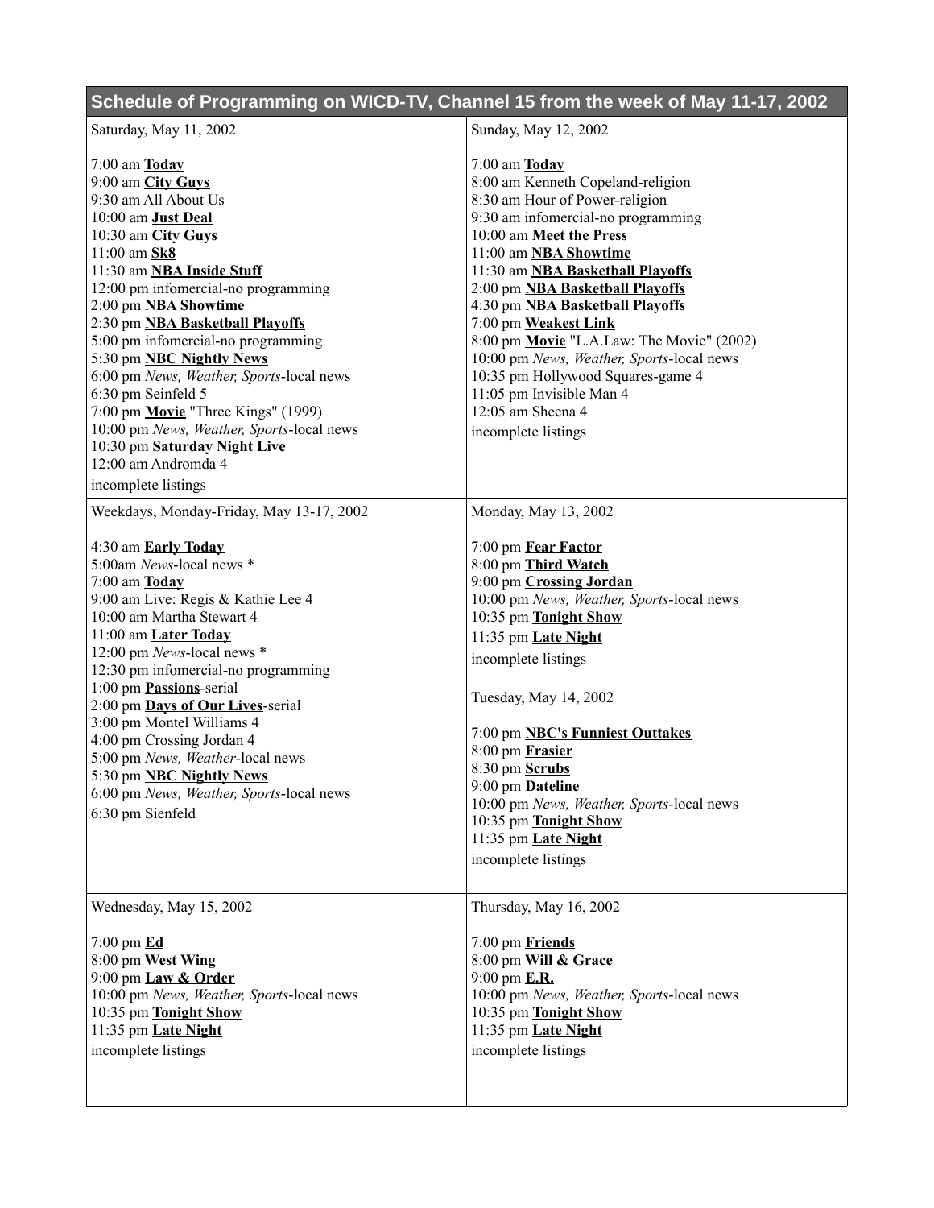## Schedule of Programming on WICD-TV, Channel 15 from the week of May 11-17, 2002

Saturday, May 11, 2002

7:00 am **Today**
9:00 am **City Guys**
9:30 am All About Us
10:00 am **Just Deal**
10:30 am **City Guys**
11:00 am **Sk8**
11:30 am **NBA Inside Stuff**
12:00 pm infomercial-no programming
2:00 pm **NBA Showtime**
2:30 pm **NBA Basketball Playoffs**
5:00 pm infomercial-no programming
5:30 pm **NBC Nightly News**
6:00 pm *News, Weather, Sports*-local news
6:30 pm Seinfeld 5
7:00 pm **Movie** "Three Kings" (1999)
10:00 pm *News, Weather, Sports*-local news
10:30 pm **Saturday Night Live**
12:00 am Andromda 4
incomplete listings

Sunday, May 12, 2002

7:00 am **Today**
8:00 am Kenneth Copeland-religion
8:30 am Hour of Power-religion
9:30 am infomercial-no programming
10:00 am **Meet the Press**
11:00 am **NBA Showtime**
11:30 am **NBA Basketball Playoffs**
2:00 pm **NBA Basketball Playoffs**
4:30 pm **NBA Basketball Playoffs**
7:00 pm **Weakest Link**
8:00 pm **Movie** "L.A.Law: The Movie" (2002)
10:00 pm *News, Weather, Sports*-local news
10:35 pm Hollywood Squares-game 4
11:05 pm Invisible Man 4
12:05 am Sheena 4
incomplete listings

Weekdays, Monday-Friday, May 13-17, 2002

4:30 am **Early Today**
5:00am *News*-local news *
7:00 am **Today**
9:00 am Live: Regis & Kathie Lee 4
10:00 am Martha Stewart 4
11:00 am **Later Today**
12:00 pm *News*-local news *
12:30 pm infomercial-no programming
1:00 pm **Passions**-serial
2:00 pm **Days of Our Lives**-serial
3:00 pm Montel Williams 4
4:00 pm Crossing Jordan 4
5:00 pm *News, Weather*-local news
5:30 pm **NBC Nightly News**
6:00 pm *News, Weather, Sports*-local news
6:30 pm Sienfeld

Monday, May 13, 2002

7:00 pm **Fear Factor**
8:00 pm **Third Watch**
9:00 pm **Crossing Jordan**
10:00 pm *News, Weather, Sports*-local news
10:35 pm **Tonight Show**
11:35 pm **Late Night**
incomplete listings

Tuesday, May 14, 2002

7:00 pm **NBC's Funniest Outtakes**
8:00 pm **Frasier**
8:30 pm **Scrubs**
9:00 pm **Dateline**
10:00 pm *News, Weather, Sports*-local news
10:35 pm **Tonight Show**
11:35 pm **Late Night**
incomplete listings

Wednesday, May 15, 2002

7:00 pm **Ed**
8:00 pm **West Wing**
9:00 pm **Law & Order**
10:00 pm *News, Weather, Sports*-local news
10:35 pm **Tonight Show**
11:35 pm **Late Night**
incomplete listings

Thursday, May 16, 2002

7:00 pm **Friends**
8:00 pm **Will & Grace**
9:00 pm **E.R.**
10:00 pm *News, Weather, Sports*-local news
10:35 pm **Tonight Show**
11:35 pm **Late Night**
incomplete listings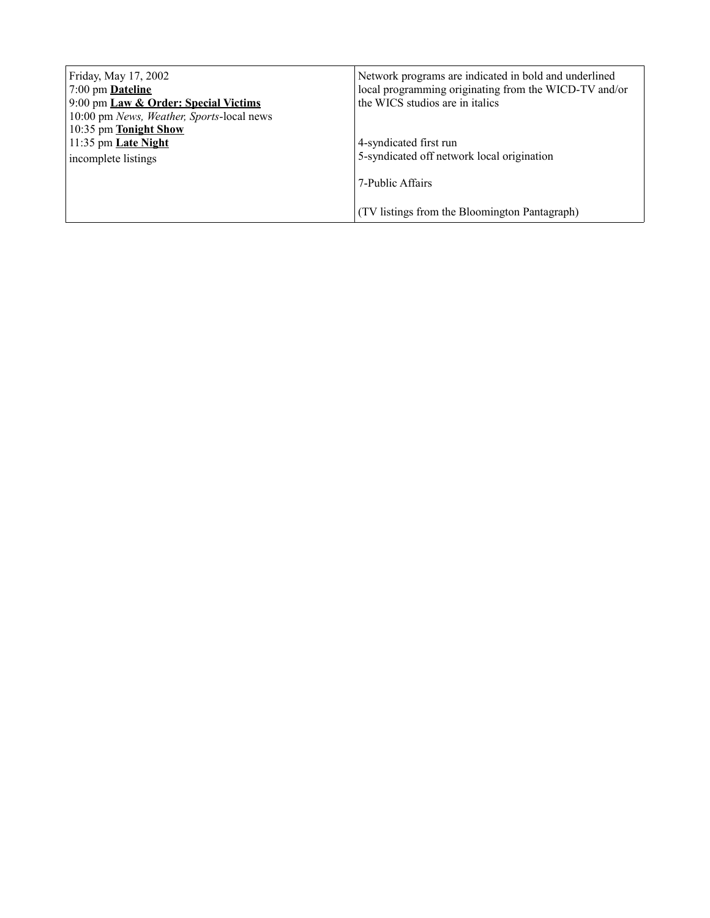| | |
|---|---|
| Friday, May 17, 2002<br>7:00 pm **<u>Dateline</u>**<br>9:00 pm **<u>Law & Order: Special Victims</u>**<br>10:00 pm *News, Weather, Sports*-local news<br>10:35 pm **<u>Tonight Show</u>**<br>11:35 pm **<u>Late Night</u>**<br>incomplete listings | Network programs are indicated in bold and underlined local programming originating from the WICD-TV and/or the WICS studios are in italics<br><br>4-syndicated first run<br>5-syndicated off network local origination<br><br>7-Public Affairs<br><br>(TV listings from the Bloomington Pantagraph) |